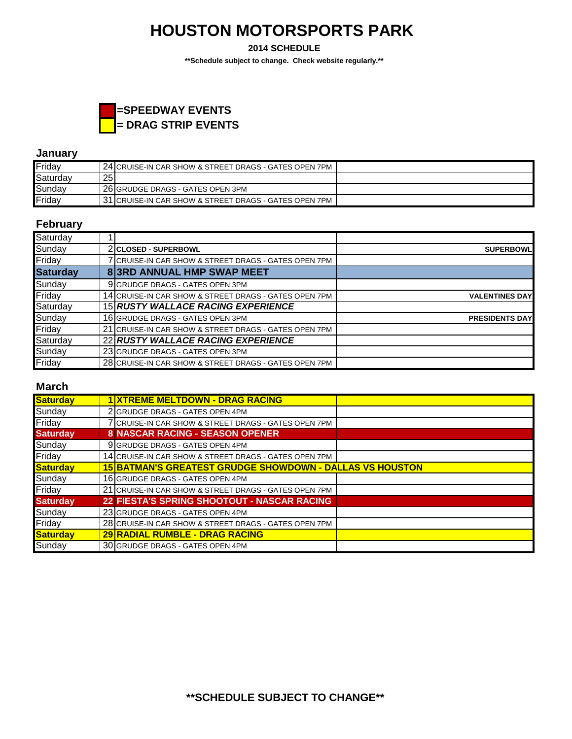# HOUSTON MOTORSPORTS PARK

**2014 SCHEDULE**

**\*\*Schedule subject to change. Check website regularly.\*\***

**=SPEEDWAY EVENTS**

**= DRAG STRIP EVENTS**

### January

| | | | |
|---|---|---|---|
| Friday | 24 | CRUISE-IN CAR SHOW & STREET DRAGS - GATES OPEN 7PM | |
| Saturday | 25 | | |
| Sunday | 26 | GRUDGE DRAGS - GATES OPEN 3PM | |
| Friday | 31 | CRUISE-IN CAR SHOW & STREET DRAGS - GATES OPEN 7PM | |

### February

| | | | |
|---|---|---|---|
| Saturday | 1 | | |
| Sunday | 2 | **CLOSED - SUPERBOWL** | **SUPERBOWL** |
| Friday | 7 | CRUISE-IN CAR SHOW & STREET DRAGS - GATES OPEN 7PM | |
| **Saturday** | **8** | **3RD ANNUAL HMP SWAP MEET** | |
| Sunday | 9 | GRUDGE DRAGS - GATES OPEN 3PM | |
| Friday | 14 | CRUISE-IN CAR SHOW & STREET DRAGS - GATES OPEN 7PM | **VALENTINES DAY** |
| Saturday | 15 | ***RUSTY WALLACE RACING EXPERIENCE*** | |
| Sunday | 16 | GRUDGE DRAGS - GATES OPEN 3PM | **PRESIDENTS DAY** |
| Friday | 21 | CRUISE-IN CAR SHOW & STREET DRAGS - GATES OPEN 7PM | |
| Saturday | 22 | ***RUSTY WALLACE RACING EXPERIENCE*** | |
| Sunday | 23 | GRUDGE DRAGS - GATES OPEN 3PM | |
| Friday | 28 | CRUISE-IN CAR SHOW & STREET DRAGS - GATES OPEN 7PM | |

### March

| | | | |
|---|---|---|---|
| **Saturday** | **1** | **XTREME MELTDOWN - DRAG RACING** | |
| Sunday | 2 | GRUDGE DRAGS - GATES OPEN 4PM | |
| Friday | 7 | CRUISE-IN CAR SHOW & STREET DRAGS - GATES OPEN 7PM | |
| **Saturday** | **8** | **NASCAR RACING - SEASON OPENER** | |
| Sunday | 9 | GRUDGE DRAGS - GATES OPEN 4PM | |
| Friday | 14 | CRUISE-IN CAR SHOW & STREET DRAGS - GATES OPEN 7PM | |
| **Saturday** | **15** | **BATMAN'S GREATEST GRUDGE SHOWDOWN - DALLAS VS HOUSTON** | |
| Sunday | 16 | GRUDGE DRAGS - GATES OPEN 4PM | |
| Friday | 21 | CRUISE-IN CAR SHOW & STREET DRAGS - GATES OPEN 7PM | |
| **Saturday** | **22** | **FIESTA'S SPRING SHOOTOUT - NASCAR RACING** | |
| Sunday | 23 | GRUDGE DRAGS - GATES OPEN 4PM | |
| Friday | 28 | CRUISE-IN CAR SHOW & STREET DRAGS - GATES OPEN 7PM | |
| **Saturday** | **29** | **RADIAL RUMBLE - DRAG RACING** | |
| Sunday | 30 | GRUDGE DRAGS - GATES OPEN 4PM | |

**\*\*SCHEDULE SUBJECT TO CHANGE\*\***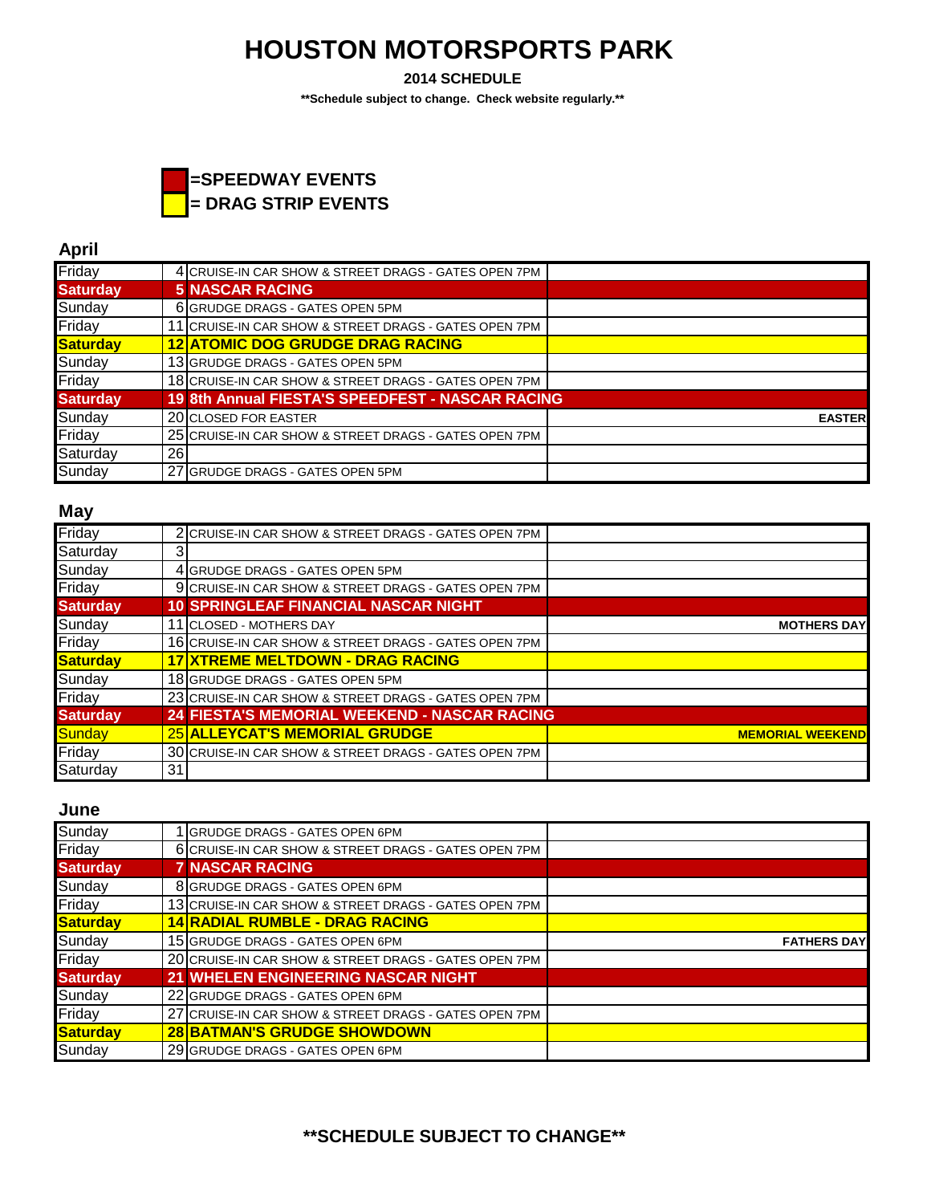# HOUSTON MOTORSPORTS PARK

**2014 SCHEDULE**

****Schedule subject to change. Check website regularly.****

**=SPEEDWAY EVENTS**

**= DRAG STRIP EVENTS**

## April

| Day | Date | Event | Note |
|---|---|---|---|
| Friday | 4 | CRUISE-IN CAR SHOW & STREET DRAGS - GATES OPEN 7PM | |
| **Saturday** | **5** | **NASCAR RACING** | |
| Sunday | 6 | GRUDGE DRAGS - GATES OPEN 5PM | |
| Friday | 11 | CRUISE-IN CAR SHOW & STREET DRAGS - GATES OPEN 7PM | |
| **Saturday** | **12** | **ATOMIC DOG GRUDGE DRAG RACING** | |
| Sunday | 13 | GRUDGE DRAGS - GATES OPEN 5PM | |
| Friday | 18 | CRUISE-IN CAR SHOW & STREET DRAGS - GATES OPEN 7PM | |
| **Saturday** | **19** | **8th Annual FIESTA'S SPEEDFEST - NASCAR RACING** | |
| Sunday | 20 | CLOSED FOR EASTER | **EASTER** |
| Friday | 25 | CRUISE-IN CAR SHOW & STREET DRAGS - GATES OPEN 7PM | |
| Saturday | 26 | | |
| Sunday | 27 | GRUDGE DRAGS - GATES OPEN 5PM | |

## May

| Day | Date | Event | Note |
|---|---|---|---|
| Friday | 2 | CRUISE-IN CAR SHOW & STREET DRAGS - GATES OPEN 7PM | |
| Saturday | 3 | | |
| Sunday | 4 | GRUDGE DRAGS - GATES OPEN 5PM | |
| Friday | 9 | CRUISE-IN CAR SHOW & STREET DRAGS - GATES OPEN 7PM | |
| **Saturday** | **10** | **SPRINGLEAF FINANCIAL NASCAR NIGHT** | |
| Sunday | 11 | CLOSED - MOTHERS DAY | **MOTHERS DAY** |
| Friday | 16 | CRUISE-IN CAR SHOW & STREET DRAGS - GATES OPEN 7PM | |
| **Saturday** | **17** | **XTREME MELTDOWN - DRAG RACING** | |
| Sunday | 18 | GRUDGE DRAGS - GATES OPEN 5PM | |
| Friday | 23 | CRUISE-IN CAR SHOW & STREET DRAGS - GATES OPEN 7PM | |
| **Saturday** | **24** | **FIESTA'S MEMORIAL WEEKEND - NASCAR RACING** | |
| Sunday | **25** | **ALLEYCAT'S MEMORIAL GRUDGE** | **MEMORIAL WEEKEND** |
| Friday | 30 | CRUISE-IN CAR SHOW & STREET DRAGS - GATES OPEN 7PM | |
| Saturday | 31 | | |

## June

| Day | Date | Event | Note |
|---|---|---|---|
| Sunday | 1 | GRUDGE DRAGS - GATES OPEN 6PM | |
| Friday | 6 | CRUISE-IN CAR SHOW & STREET DRAGS - GATES OPEN 7PM | |
| **Saturday** | **7** | **NASCAR RACING** | |
| Sunday | 8 | GRUDGE DRAGS - GATES OPEN 6PM | |
| Friday | 13 | CRUISE-IN CAR SHOW & STREET DRAGS - GATES OPEN 7PM | |
| **Saturday** | **14** | **RADIAL RUMBLE - DRAG RACING** | |
| Sunday | 15 | GRUDGE DRAGS - GATES OPEN 6PM | **FATHERS DAY** |
| Friday | 20 | CRUISE-IN CAR SHOW & STREET DRAGS - GATES OPEN 7PM | |
| **Saturday** | **21** | **WHELEN ENGINEERING NASCAR NIGHT** | |
| Sunday | 22 | GRUDGE DRAGS - GATES OPEN 6PM | |
| Friday | 27 | CRUISE-IN CAR SHOW & STREET DRAGS - GATES OPEN 7PM | |
| **Saturday** | **28** | **BATMAN'S GRUDGE SHOWDOWN** | |
| Sunday | 29 | GRUDGE DRAGS - GATES OPEN 6PM | |

****SCHEDULE SUBJECT TO CHANGE****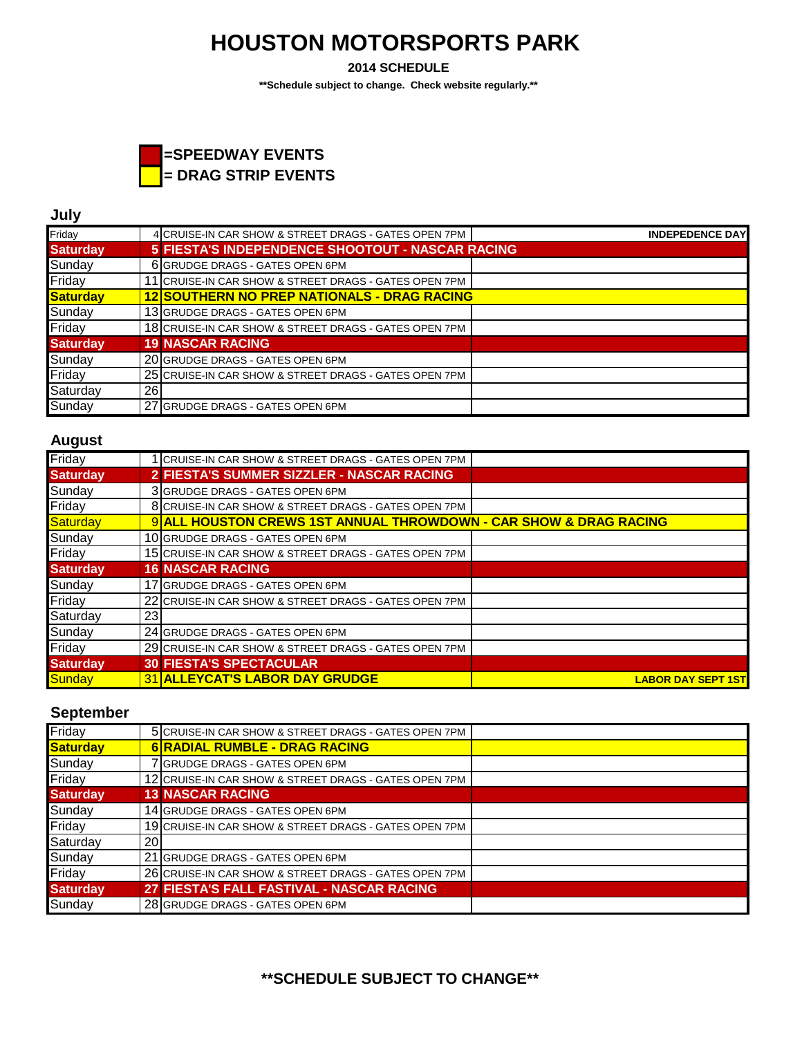# HOUSTON MOTORSPORTS PARK

**2014 SCHEDULE**

**\*\*Schedule subject to change. Check website regularly.\*\***

**=SPEEDWAY EVENTS**

**= DRAG STRIP EVENTS**

## July

| Day | Date | Event | Note |
|---|---|---|---|
| Friday | 4 | CRUISE-IN CAR SHOW & STREET DRAGS - GATES OPEN 7PM | **INDEPEDENCE DAY** |
| **Saturday** | **5** | **FIESTA'S INDEPENDENCE SHOOTOUT - NASCAR RACING** | |
| Sunday | 6 | GRUDGE DRAGS - GATES OPEN 6PM | |
| Friday | 11 | CRUISE-IN CAR SHOW & STREET DRAGS - GATES OPEN 7PM | |
| **Saturday** | **12** | **SOUTHERN NO PREP NATIONALS - DRAG RACING** | |
| Sunday | 13 | GRUDGE DRAGS - GATES OPEN 6PM | |
| Friday | 18 | CRUISE-IN CAR SHOW & STREET DRAGS - GATES OPEN 7PM | |
| **Saturday** | **19** | **NASCAR RACING** | |
| Sunday | 20 | GRUDGE DRAGS - GATES OPEN 6PM | |
| Friday | 25 | CRUISE-IN CAR SHOW & STREET DRAGS - GATES OPEN 7PM | |
| Saturday | 26 | | |
| Sunday | 27 | GRUDGE DRAGS - GATES OPEN 6PM | |

## August

| Day | Date | Event | Note |
|---|---|---|---|
| Friday | 1 | CRUISE-IN CAR SHOW & STREET DRAGS - GATES OPEN 7PM | |
| **Saturday** | **2** | **FIESTA'S SUMMER SIZZLER - NASCAR RACING** | |
| Sunday | 3 | GRUDGE DRAGS - GATES OPEN 6PM | |
| Friday | 8 | CRUISE-IN CAR SHOW & STREET DRAGS - GATES OPEN 7PM | |
| Saturday | 9 | **ALL HOUSTON CREWS 1ST ANNUAL THROWDOWN - CAR SHOW & DRAG RACING** | |
| Sunday | 10 | GRUDGE DRAGS - GATES OPEN 6PM | |
| Friday | 15 | CRUISE-IN CAR SHOW & STREET DRAGS - GATES OPEN 7PM | |
| **Saturday** | **16** | **NASCAR RACING** | |
| Sunday | 17 | GRUDGE DRAGS - GATES OPEN 6PM | |
| Friday | 22 | CRUISE-IN CAR SHOW & STREET DRAGS - GATES OPEN 7PM | |
| Saturday | 23 | | |
| Sunday | 24 | GRUDGE DRAGS - GATES OPEN 6PM | |
| Friday | 29 | CRUISE-IN CAR SHOW & STREET DRAGS - GATES OPEN 7PM | |
| **Saturday** | **30** | **FIESTA'S SPECTACULAR** | |
| Sunday | 31 | **ALLEYCAT'S LABOR DAY GRUDGE** | **LABOR DAY SEPT 1ST** |

## September

| Day | Date | Event | Note |
|---|---|---|---|
| Friday | 5 | CRUISE-IN CAR SHOW & STREET DRAGS - GATES OPEN 7PM | |
| **Saturday** | **6** | **RADIAL RUMBLE - DRAG RACING** | |
| Sunday | 7 | GRUDGE DRAGS - GATES OPEN 6PM | |
| Friday | 12 | CRUISE-IN CAR SHOW & STREET DRAGS - GATES OPEN 7PM | |
| **Saturday** | **13** | **NASCAR RACING** | |
| Sunday | 14 | GRUDGE DRAGS - GATES OPEN 6PM | |
| Friday | 19 | CRUISE-IN CAR SHOW & STREET DRAGS - GATES OPEN 7PM | |
| Saturday | 20 | | |
| Sunday | 21 | GRUDGE DRAGS - GATES OPEN 6PM | |
| Friday | 26 | CRUISE-IN CAR SHOW & STREET DRAGS - GATES OPEN 7PM | |
| **Saturday** | **27** | **FIESTA'S FALL FASTIVAL - NASCAR RACING** | |
| Sunday | 28 | GRUDGE DRAGS - GATES OPEN 6PM | |

**\*\*SCHEDULE SUBJECT TO CHANGE\*\***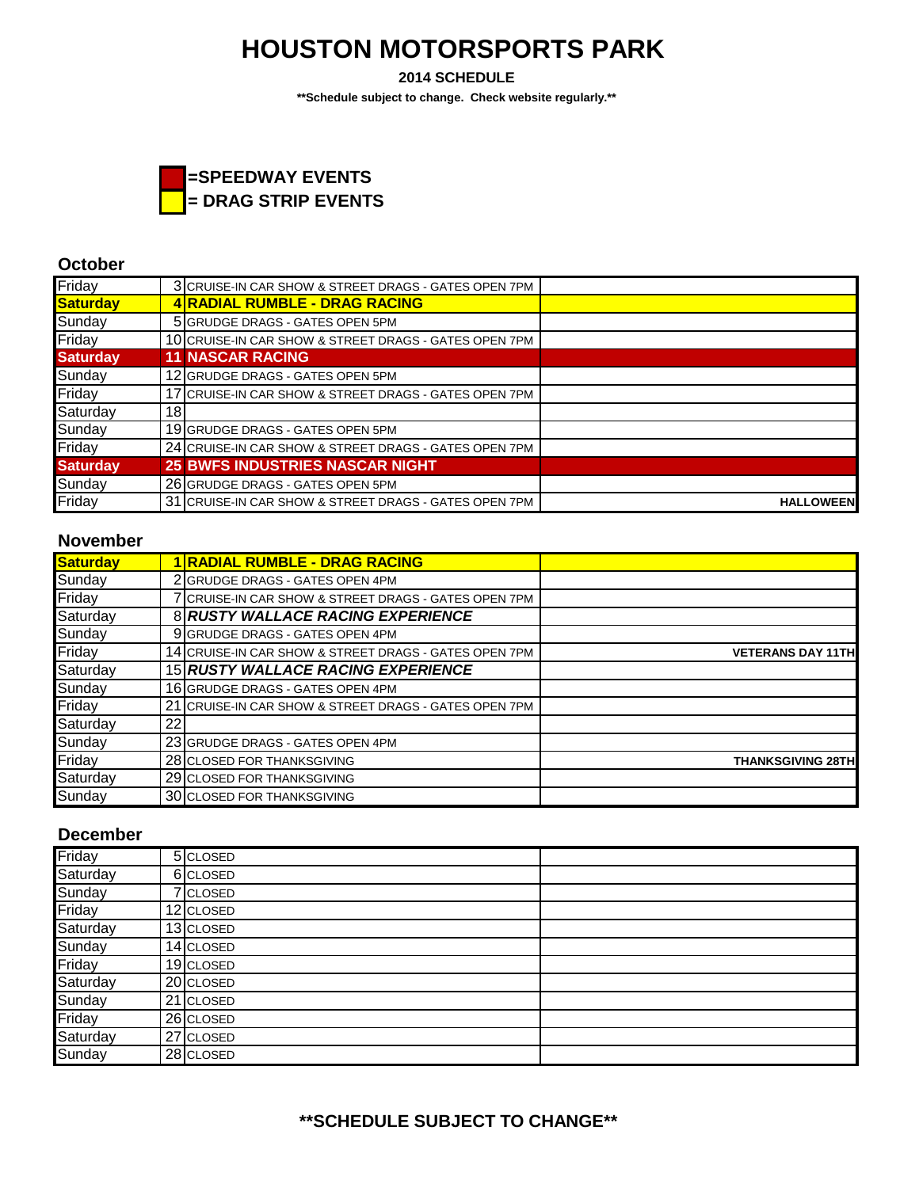# HOUSTON MOTORSPORTS PARK

**2014 SCHEDULE**

**\*\*Schedule subject to change. Check website regularly.\*\***

**=SPEEDWAY EVENTS** (red)

**= DRAG STRIP EVENTS** (yellow)

## October

| | | | |
|---|---|---|---|
| Friday | 3 | CRUISE-IN CAR SHOW & STREET DRAGS - GATES OPEN 7PM | |
| **Saturday** | **4** | **RADIAL RUMBLE - DRAG RACING** | |
| Sunday | 5 | GRUDGE DRAGS - GATES OPEN 5PM | |
| Friday | 10 | CRUISE-IN CAR SHOW & STREET DRAGS - GATES OPEN 7PM | |
| **Saturday** | **11** | **NASCAR RACING** | |
| Sunday | 12 | GRUDGE DRAGS - GATES OPEN 5PM | |
| Friday | 17 | CRUISE-IN CAR SHOW & STREET DRAGS - GATES OPEN 7PM | |
| Saturday | 18 | | |
| Sunday | 19 | GRUDGE DRAGS - GATES OPEN 5PM | |
| Friday | 24 | CRUISE-IN CAR SHOW & STREET DRAGS - GATES OPEN 7PM | |
| **Saturday** | **25** | **BWFS INDUSTRIES NASCAR NIGHT** | |
| Sunday | 26 | GRUDGE DRAGS - GATES OPEN 5PM | |
| Friday | 31 | CRUISE-IN CAR SHOW & STREET DRAGS - GATES OPEN 7PM | **HALLOWEEN** |

## November

| | | | |
|---|---|---|---|
| **Saturday** | **1** | **RADIAL RUMBLE - DRAG RACING** | |
| Sunday | 2 | GRUDGE DRAGS - GATES OPEN 4PM | |
| Friday | 7 | CRUISE-IN CAR SHOW & STREET DRAGS - GATES OPEN 7PM | |
| Saturday | 8 | ***RUSTY WALLACE RACING EXPERIENCE*** | |
| Sunday | 9 | GRUDGE DRAGS - GATES OPEN 4PM | |
| Friday | 14 | CRUISE-IN CAR SHOW & STREET DRAGS - GATES OPEN 7PM | **VETERANS DAY 11TH** |
| Saturday | 15 | ***RUSTY WALLACE RACING EXPERIENCE*** | |
| Sunday | 16 | GRUDGE DRAGS - GATES OPEN 4PM | |
| Friday | 21 | CRUISE-IN CAR SHOW & STREET DRAGS - GATES OPEN 7PM | |
| Saturday | 22 | | |
| Sunday | 23 | GRUDGE DRAGS - GATES OPEN 4PM | |
| Friday | 28 | CLOSED FOR THANKSGIVING | **THANKSGIVING 28TH** |
| Saturday | 29 | CLOSED FOR THANKSGIVING | |
| Sunday | 30 | CLOSED FOR THANKSGIVING | |

## December

| | | | |
|---|---|---|---|
| Friday | 5 | CLOSED | |
| Saturday | 6 | CLOSED | |
| Sunday | 7 | CLOSED | |
| Friday | 12 | CLOSED | |
| Saturday | 13 | CLOSED | |
| Sunday | 14 | CLOSED | |
| Friday | 19 | CLOSED | |
| Saturday | 20 | CLOSED | |
| Sunday | 21 | CLOSED | |
| Friday | 26 | CLOSED | |
| Saturday | 27 | CLOSED | |
| Sunday | 28 | CLOSED | |

**\*\*SCHEDULE SUBJECT TO CHANGE\*\***